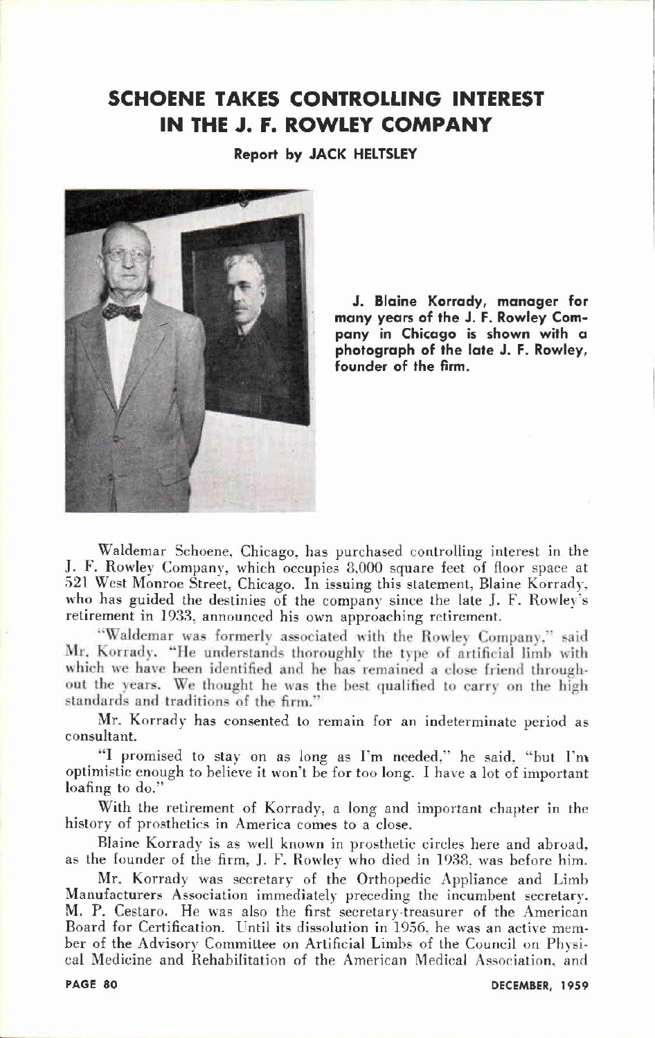# SCHOENE TAKES CONTROLLING INTEREST IN THE J. F. ROWLEY COMPANY

**Report by JACK HELTSLEY**

**J. Blaine Korrady, manager for many years of the J. F. Rowley Company in Chicago is shown with a photograph of the late J. F. Rowley, founder of the firm.**

Waldemar Schoene, Chicago, has purchased controlling interest in the J. F. Rowley Company, which occupies 8,000 square feet of floor space at 521 West Monroe Street, Chicago. In issuing this statement, Blaine Korrady, who has guided the destinies of the company since the late J. F. Rowley's retirement in 1933, announced his own approaching retirement.

"Waldemar was formerly associated with the Rowley Company," said Mr. Korrady. "He understands thoroughly the type of artificial limb with which we have been identified and he has remained a close friend throughout the years. We thought he was the best qualified to carry on the high standards and traditions of the firm."

Mr. Korrady has consented to remain for an indeterminate period as consultant.

"I promised to stay on as long as I'm needed," he said, "but I'm optimistic enough to believe it won't be for too long. I have a lot of important loafing to do."

With the retirement of Korrady, a long and important chapter in the history of prosthetics in America comes to a close.

Blaine Korrady is as well known in prosthetic circles here and abroad, as the founder of the firm, J. F. Rowley who died in 1938, was before him.

Mr. Korrady was secretary of the Orthopedic Appliance and Limb Manufacturers Association immediately preceding the incumbent secretary, M. P. Cestaro. He was also the first secretary-treasurer of the American Board for Certification. Until its dissolution in 1956, he was an active member of the Advisory Committee on Artificial Limbs of the Council on Physical Medicine and Rehabilitation of the American Medical Association, and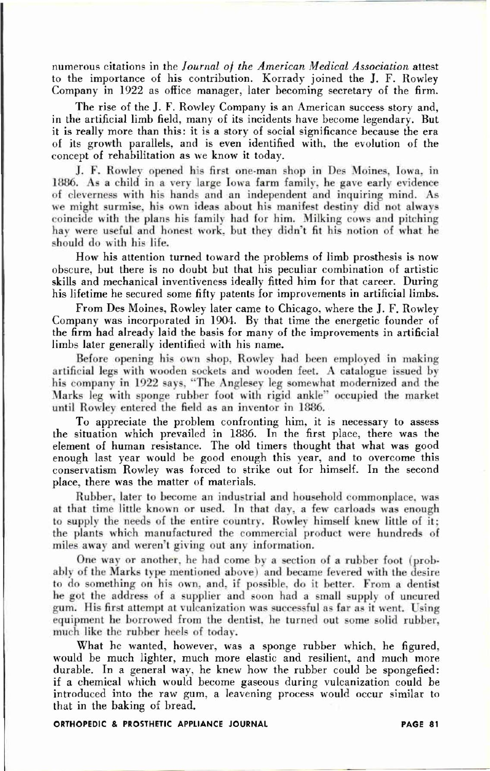numerous citations in the *Journal of the American Medical Association* attest to the importance of his contribution. Korrady joined the J. F. Rowley Company in 1922 as office manager, later becoming secretary of the firm.

The rise of the J. F. Rowley Company is an American success story and, in the artificial limb field, many of its incidents have become legendary. But it is really more than this: it is a story of social significance because the era of its growth parallels, and is even identified with, the evolution of the concept of rehabilitation as we know it today.

J. F. Rowley opened his first one-man shop in Des Moines, Iowa, in 1886. As a child in a very large Iowa farm family, he gave early evidence of cleverness with his hands and an independent and inquiring mind. As we might surmise, his own ideas about his manifest destiny did not always coincide with the plans his family had for him. Milking cows and pitching hay were useful and honest work, but they didn't fit his notion of what he should do with his life.

How his attention turned toward the problems of limb prosthesis is now obscure, but there is no doubt but that his peculiar combination of artistic skills and mechanical inventiveness ideally fitted him for that career. During his lifetime he secured some fifty patents for improvements in artificial limbs.

From Des Moines, Rowley later came to Chicago, where the J. F. Rowley Company was incorporated in 1904. By that time the energetic founder of the firm had already laid the basis for many of the improvements in artificial limbs later generally identified with his name.

Before opening his own shop, Rowley had been employed in making artificial legs with wooden sockets and wooden feet. A catalogue issued by his company in 1922 says, "The Anglesey leg somewhat modernized and the Marks leg with sponge rubber foot with rigid ankle" occupied the market until Rowley entered the field as an inventor in 1886.

To appreciate the problem confronting him, it is necessary to assess the situation which prevailed in 1886. In the first place, there was the element of human resistance. The old timers thought that what was good enough last year would be good enough this year, and to overcome this conservatism Rowley was forced to strike out for himself. In the second place, there was the matter of materials.

Rubber, later to become an industrial and household commonplace, was at that time little known or used. In that day, a few carloads was enough to supply the needs of the entire country. Rowley himself knew little of it; the plants which manufactured the commercial product were hundreds of miles away and weren't giving out any information.

One way or another, he had come by a section of a rubber foot (probably of the Marks type mentioned above) and became fevered with the desire to do something on his own, and, if possible, do it better. From a dentist he got the address of a supplier and soon had a small supply of uncured gum. His first attempt at vulcanization was successful as far as it went. Using equipment he borrowed from the dentist, he turned out some solid rubber, much like the rubber heels of today.

What he wanted, however, was a sponge rubber which, he figured, would be much lighter, much more elastic and resilient, and much more durable. In a general way, he knew how the rubber could be spongefied: if a chemical which would become gaseous during vulcanization could be introduced into the raw gum, a leavening process would occur similar to that in the baking of bread.